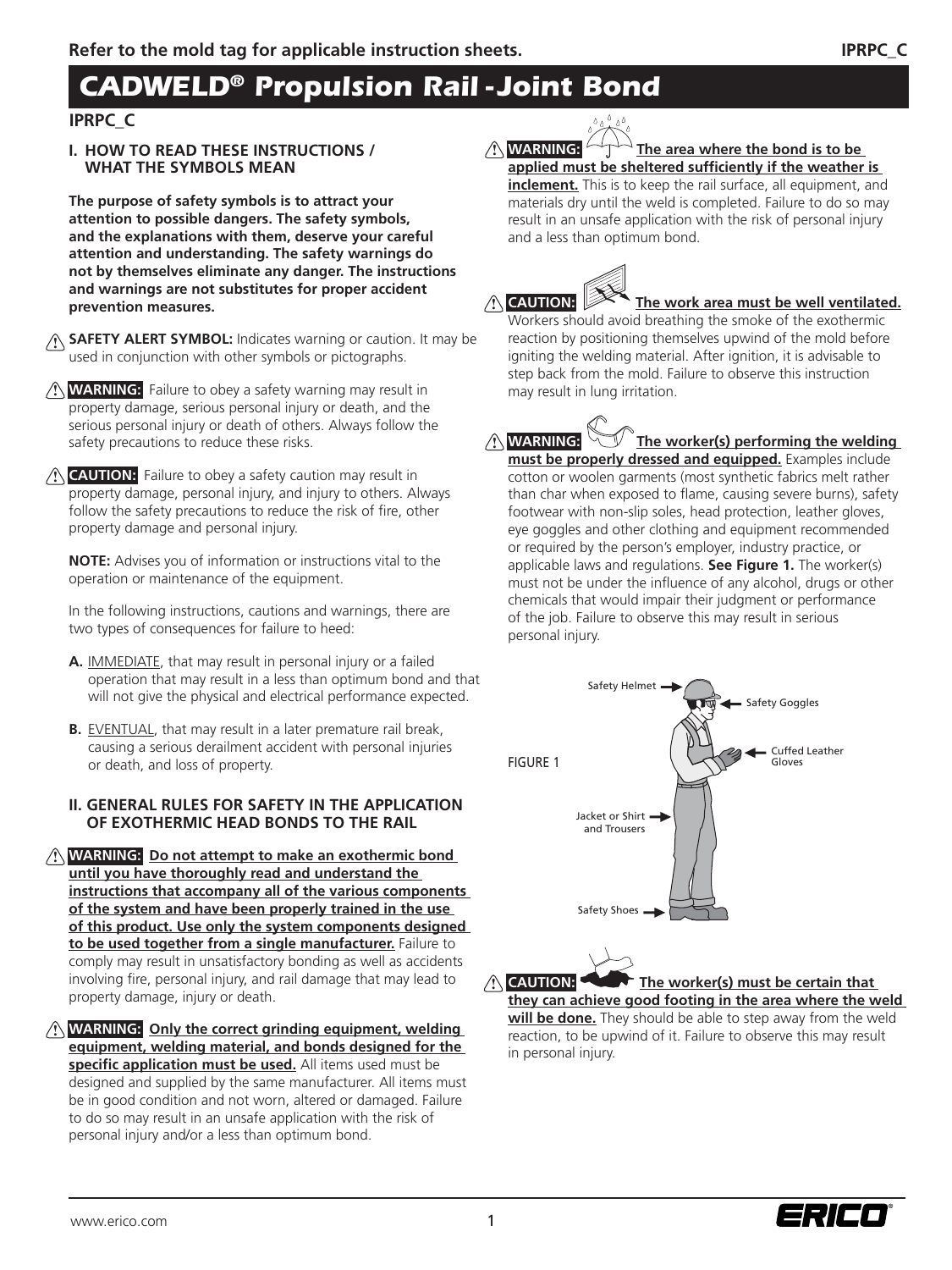Refer to the mold tag for applicable instruction sheets.

# CADWELD® Propulsion Rail -Joint Bond

## IPRPC_C

### I. HOW TO READ THESE INSTRUCTIONS / WHAT THE SYMBOLS MEAN

**The purpose of safety symbols is to attract your attention to possible dangers. The safety symbols, and the explanations with them, deserve your careful attention and understanding. The safety warnings do not by themselves eliminate any danger. The instructions and warnings are not substitutes for proper accident prevention measures.**

⚠ **SAFETY ALERT SYMBOL:** Indicates warning or caution. It may be used in conjunction with other symbols or pictographs.

⚠ **WARNING:** Failure to obey a safety warning may result in property damage, serious personal injury or death, and the serious personal injury or death of others. Always follow the safety precautions to reduce these risks.

⚠ **CAUTION:** Failure to obey a safety caution may result in property damage, personal injury, and injury to others. Always follow the safety precautions to reduce the risk of fire, other property damage and personal injury.

**NOTE:** Advises you of information or instructions vital to the operation or maintenance of the equipment.

In the following instructions, cautions and warnings, there are two types of consequences for failure to heed:

**A.** IMMEDIATE, that may result in personal injury or a failed operation that may result in a less than optimum bond and that will not give the physical and electrical performance expected.

**B.** EVENTUAL, that may result in a later premature rail break, causing a serious derailment accident with personal injuries or death, and loss of property.

### II. GENERAL RULES FOR SAFETY IN THE APPLICATION OF EXOTHERMIC HEAD BONDS TO THE RAIL

⚠ **WARNING:** **Do not attempt to make an exothermic bond until you have thoroughly read and understand the instructions that accompany all of the various components of the system and have been properly trained in the use of this product. Use only the system components designed to be used together from a single manufacturer.** Failure to comply may result in unsatisfactory bonding as well as accidents involving fire, personal injury, and rail damage that may lead to property damage, injury or death.

⚠ **WARNING:** **Only the correct grinding equipment, welding equipment, welding material, and bonds designed for the specific application must be used.** All items used must be designed and supplied by the same manufacturer. All items must be in good condition and not worn, altered or damaged. Failure to do so may result in an unsafe application with the risk of personal injury and/or a less than optimum bond.

⚠ **WARNING:** **The area where the bond is to be applied must be sheltered sufficiently if the weather is inclement.** This is to keep the rail surface, all equipment, and materials dry until the weld is completed. Failure to do so may result in an unsafe application with the risk of personal injury and a less than optimum bond.

⚠ **CAUTION:** **The work area must be well ventilated.** Workers should avoid breathing the smoke of the exothermic reaction by positioning themselves upwind of the mold before igniting the welding material. After ignition, it is advisable to step back from the mold. Failure to observe this instruction may result in lung irritation.

⚠ **WARNING:** **The worker(s) performing the welding must be properly dressed and equipped.** Examples include cotton or woolen garments (most synthetic fabrics melt rather than char when exposed to flame, causing severe burns), safety footwear with non-slip soles, head protection, leather gloves, eye goggles and other clothing and equipment recommended or required by the person's employer, industry practice, or applicable laws and regulations. **See Figure 1.** The worker(s) must not be under the influence of any alcohol, drugs or other chemicals that would impair their judgment or performance of the job. Failure to observe this may result in serious personal injury.

FIGURE 1 — Safety Helmet; Safety Goggles; Cuffed Leather Gloves; Jacket or Shirt and Trousers; Safety Shoes

⚠ **CAUTION:** **The worker(s) must be certain that they can achieve good footing in the area where the weld will be done.** They should be able to step away from the weld reaction, to be upwind of it. Failure to observe this may result in personal injury.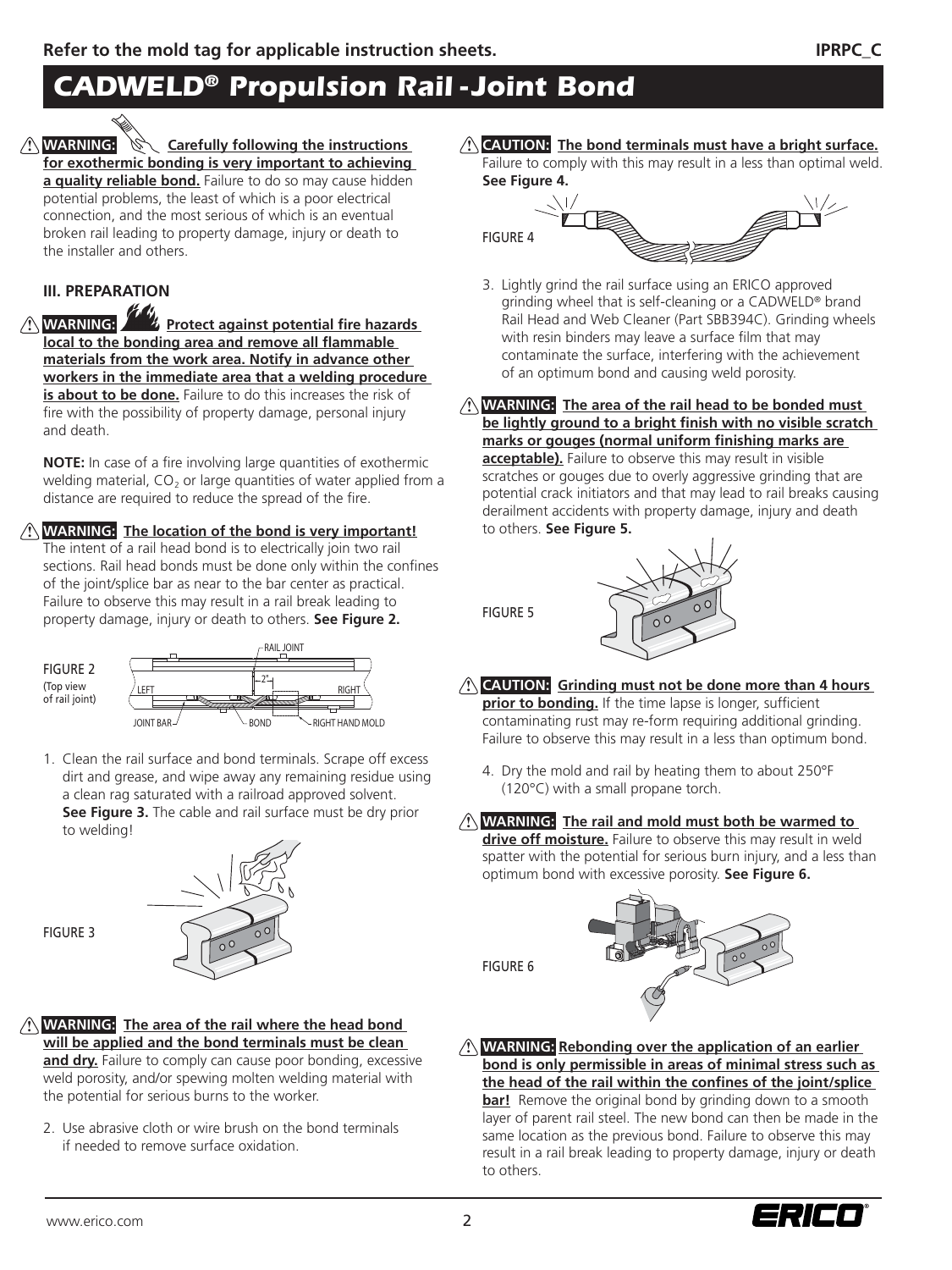**Refer to the mold tag for applicable instruction sheets.**

# *CADWELD® Propulsion Rail-Joint Bond*

⚠ **WARNING:** **Carefully following the instructions for exothermic bonding is very important to achieving a quality reliable bond.** Failure to do so may cause hidden potential problems, the least of which is a poor electrical connection, and the most serious of which is an eventual broken rail leading to property damage, injury or death to the installer and others.

### III. PREPARATION

⚠ **WARNING:** **Protect against potential fire hazards local to the bonding area and remove all flammable materials from the work area. Notify in advance other workers in the immediate area that a welding procedure is about to be done.** Failure to do this increases the risk of fire with the possibility of property damage, personal injury and death.

**NOTE:** In case of a fire involving large quantities of exothermic welding material, $CO_2$ or large quantities of water applied from a distance are required to reduce the spread of the fire.

⚠ **WARNING:** **The location of the bond is very important!** The intent of a rail head bond is to electrically join two rail sections. Rail head bonds must be done only within the confines of the joint/splice bar as near to the bar center as practical. Failure to observe this may result in a rail break leading to property damage, injury or death to others. **See Figure 2.**

FIGURE 2 (Top view of rail joint)

RAIL JOINT, 2", LEFT, RIGHT, JOINT BAR, BOND, RIGHT HAND MOLD

1. Clean the rail surface and bond terminals. Scrape off excess dirt and grease, and wipe away any remaining residue using a clean rag saturated with a railroad approved solvent. **See Figure 3.** The cable and rail surface must be dry prior to welding!

FIGURE 3

⚠ **WARNING:** **The area of the rail where the head bond will be applied and the bond terminals must be clean and dry.** Failure to comply can cause poor bonding, excessive weld porosity, and/or spewing molten welding material with the potential for serious burns to the worker.

2. Use abrasive cloth or wire brush on the bond terminals if needed to remove surface oxidation.

⚠ **CAUTION:** **The bond terminals must have a bright surface.** Failure to comply with this may result in a less than optimal weld. **See Figure 4.**

FIGURE 4

3. Lightly grind the rail surface using an ERICO approved grinding wheel that is self-cleaning or a CADWELD® brand Rail Head and Web Cleaner (Part SBB394C). Grinding wheels with resin binders may leave a surface film that may contaminate the surface, interfering with the achievement of an optimum bond and causing weld porosity.

⚠ **WARNING:** **The area of the rail head to be bonded must be lightly ground to a bright finish with no visible scratch marks or gouges (normal uniform finishing marks are acceptable).** Failure to observe this may result in visible scratches or gouges due to overly aggressive grinding that are potential crack initiators and that may lead to rail breaks causing derailment accidents with property damage, injury and death to others. **See Figure 5.**

FIGURE 5

⚠ **CAUTION:** **Grinding must not be done more than 4 hours prior to bonding.** If the time lapse is longer, sufficient contaminating rust may re-form requiring additional grinding. Failure to observe this may result in a less than optimum bond.

4. Dry the mold and rail by heating them to about 250°F (120°C) with a small propane torch.

⚠ **WARNING:** **The rail and mold must both be warmed to drive off moisture.** Failure to observe this may result in weld spatter with the potential for serious burn injury, and a less than optimum bond with excessive porosity. **See Figure 6.**

FIGURE 6

⚠ **WARNING:** **Rebonding over the application of an earlier bond is only permissible in areas of minimal stress such as the head of the rail within the confines of the joint/splice bar!** Remove the original bond by grinding down to a smooth layer of parent rail steel. The new bond can then be made in the same location as the previous bond. Failure to observe this may result in a rail break leading to property damage, injury or death to others.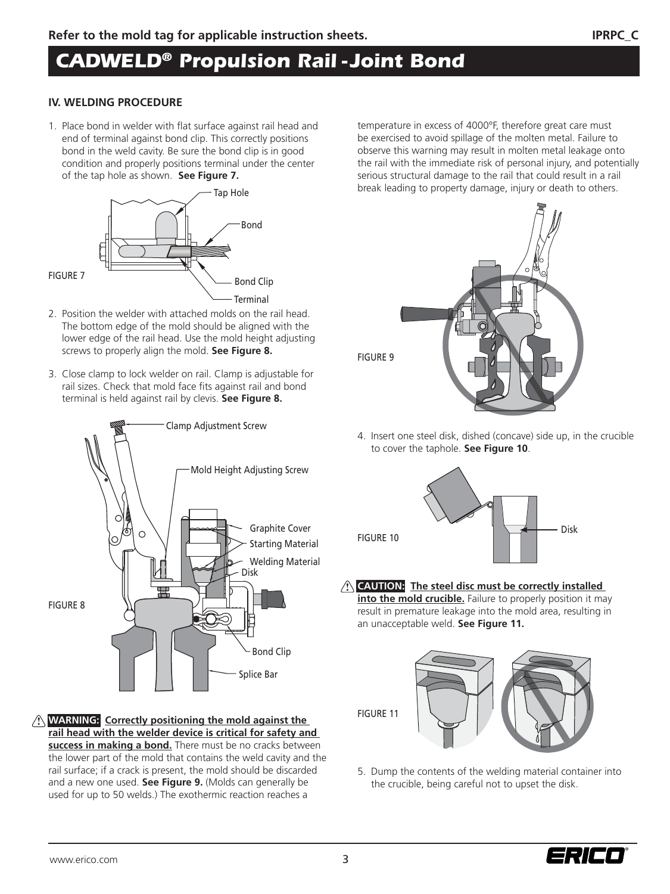## IV. WELDING PROCEDURE

1. Place bond in welder with flat surface against rail head and end of terminal against bond clip. This correctly positions bond in the weld cavity. Be sure the bond clip is in good condition and properly positions terminal under the center of the tap hole as shown. **See Figure 7.**

FIGURE 7

2. Position the welder with attached molds on the rail head. The bottom edge of the mold should be aligned with the lower edge of the rail head. Use the mold height adjusting screws to properly align the mold. **See Figure 8.**

3. Close clamp to lock welder on rail. Clamp is adjustable for rail sizes. Check that mold face fits against rail and bond terminal is held against rail by clevis. **See Figure 8.**

FIGURE 8

⚠ **WARNING: Correctly positioning the mold against the rail head with the welder device is critical for safety and success in making a bond.** There must be no cracks between the lower part of the mold that contains the weld cavity and the rail surface; if a crack is present, the mold should be discarded and a new one used. **See Figure 9.** (Molds can generally be used for up to 50 welds.) The exothermic reaction reaches a temperature in excess of 4000°F, therefore great care must be exercised to avoid spillage of the molten metal. Failure to observe this warning may result in molten metal leakage onto the rail with the immediate risk of personal injury, and potentially serious structural damage to the rail that could result in a rail break leading to property damage, injury or death to others.

FIGURE 9

4. Insert one steel disk, dished (concave) side up, in the crucible to cover the taphole. **See Figure 10**.

FIGURE 10

⚠ **CAUTION: The steel disc must be correctly installed into the mold crucible.** Failure to properly position it may result in premature leakage into the mold area, resulting in an unacceptable weld. **See Figure 11.**

FIGURE 11

5. Dump the contents of the welding material container into the crucible, being careful not to upset the disk.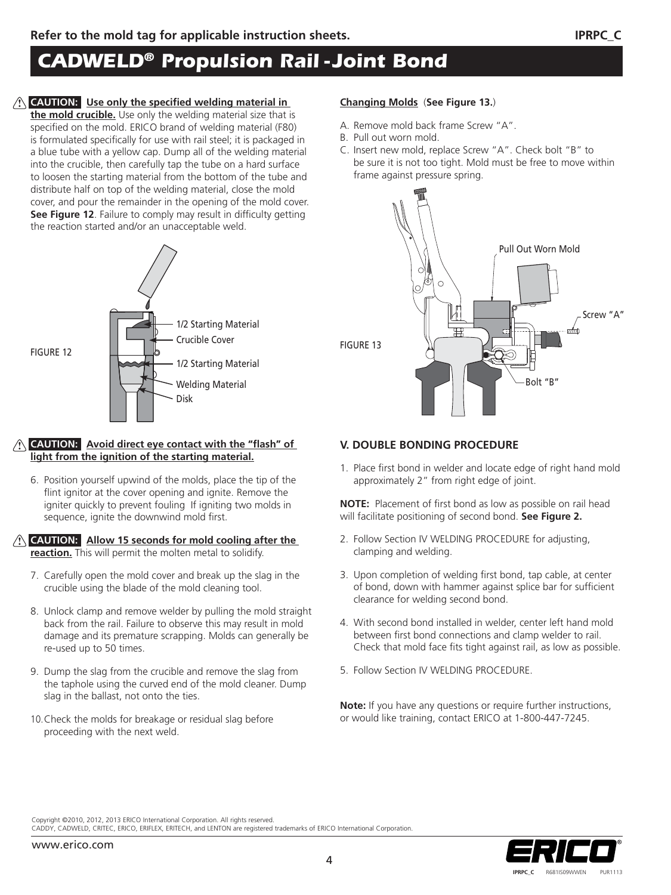Refer to the mold tag for applicable instruction sheets.

# CADWELD® Propulsion Rail-Joint Bond

⚠ **CAUTION:** **Use only the specified welding material in the mold crucible.** Use only the welding material size that is specified on the mold. ERICO brand of welding material (F80) is formulated specifically for use with rail steel; it is packaged in a blue tube with a yellow cap. Dump all of the welding material into the crucible, then carefully tap the tube on a hard surface to loosen the starting material from the bottom of the tube and distribute half on top of the welding material, close the mold cover, and pour the remainder in the opening of the mold cover. **See Figure 12**. Failure to comply may result in difficulty getting the reaction started and/or an unacceptable weld.

FIGURE 12

1/2 Starting Material
Crucible Cover
1/2 Starting Material
Welding Material
Disk

⚠ **CAUTION:** **Avoid direct eye contact with the "flash" of light from the ignition of the starting material.**

6. Position yourself upwind of the molds, place the tip of the flint ignitor at the cover opening and ignite. Remove the igniter quickly to prevent fouling If igniting two molds in sequence, ignite the downwind mold first.

⚠ **CAUTION:** **Allow 15 seconds for mold cooling after the reaction.** This will permit the molten metal to solidify.

7. Carefully open the mold cover and break up the slag in the crucible using the blade of the mold cleaning tool.

8. Unlock clamp and remove welder by pulling the mold straight back from the rail. Failure to observe this may result in mold damage and its premature scrapping. Molds can generally be re-used up to 50 times.

9. Dump the slag from the crucible and remove the slag from the taphole using the curved end of the mold cleaner. Dump slag in the ballast, not onto the ties.

10. Check the molds for breakage or residual slag before proceeding with the next weld.

**Changing Molds** (**See Figure 13.**)

A. Remove mold back frame Screw "A".
B. Pull out worn mold.
C. Insert new mold, replace Screw "A". Check bolt "B" to be sure it is not too tight. Mold must be free to move within frame against pressure spring.

FIGURE 13

Pull Out Worn Mold
Screw "A"
Bolt "B"

## V. DOUBLE BONDING PROCEDURE

1. Place first bond in welder and locate edge of right hand mold approximately 2" from right edge of joint.

**NOTE:** Placement of first bond as low as possible on rail head will facilitate positioning of second bond. **See Figure 2.**

2. Follow Section IV WELDING PROCEDURE for adjusting, clamping and welding.

3. Upon completion of welding first bond, tap cable, at center of bond, down with hammer against splice bar for sufficient clearance for welding second bond.

4. With second bond installed in welder, center left hand mold between first bond connections and clamp welder to rail. Check that mold face fits tight against rail, as low as possible.

5. Follow Section IV WELDING PROCEDURE.

**Note:** If you have any questions or require further instructions, or would like training, contact ERICO at 1-800-447-7245.

Copyright ©2010, 2012, 2013 ERICO International Corporation. All rights reserved.
CADDY, CADWELD, CRITEC, ERICO, ERIFLEX, ERITECH, and LENTON are registered trademarks of ERICO International Corporation.

www.erico.com

IPRPC_C R681IS09WWEN PUR1113